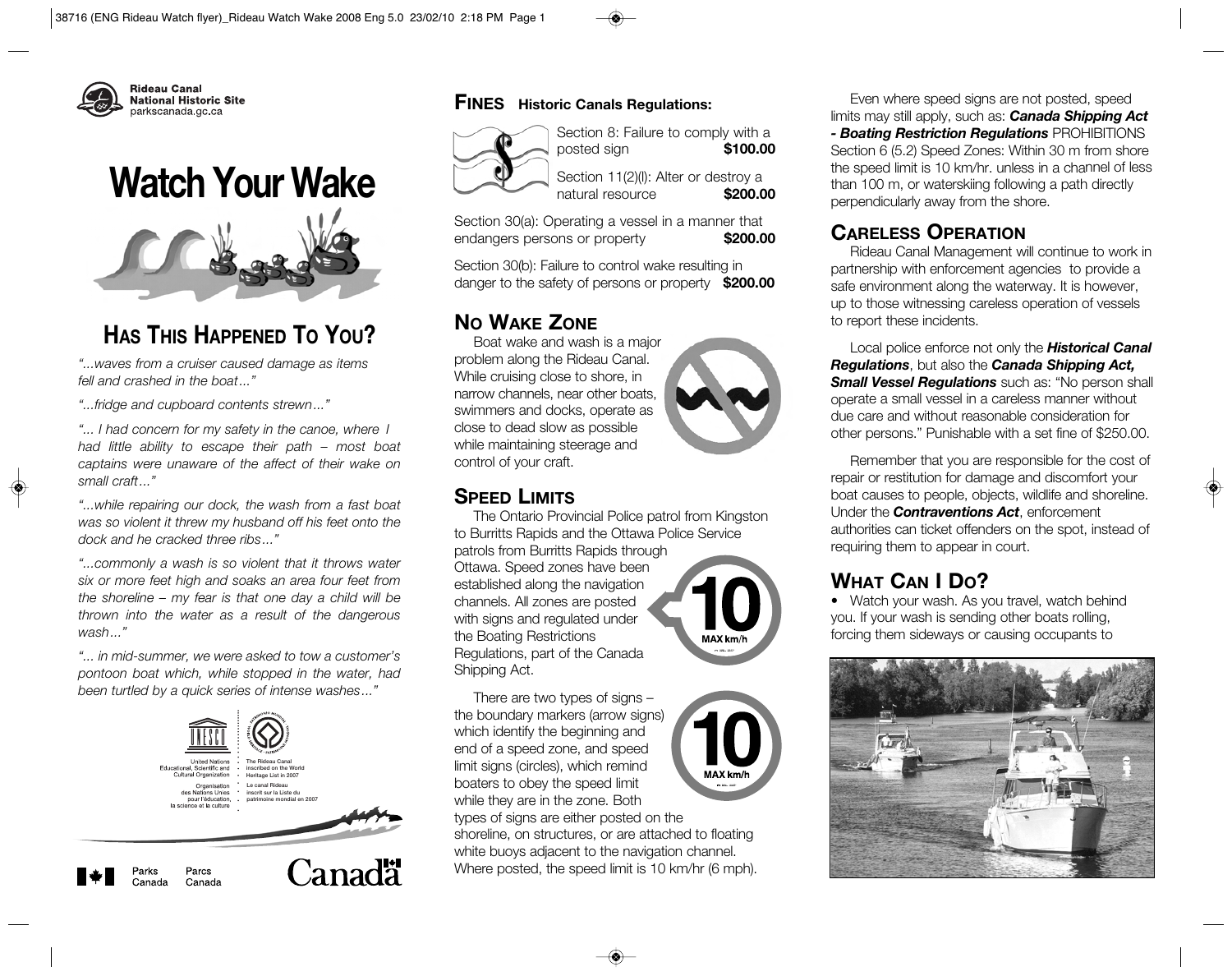**Rideau Canal National Historic Site**
parkscanada.gc.ca

# Watch Your Wake

## HAS THIS HAPPENED TO YOU?

*"...waves from a cruiser caused damage as items fell and crashed in the boat..."*

*"...fridge and cupboard contents strewn..."*

*"... I had concern for my safety in the canoe, where I had little ability to escape their path – most boat captains were unaware of the affect of their wake on small craft..."*

*"...while repairing our dock, the wash from a fast boat was so violent it threw my husband off his feet onto the dock and he cracked three ribs..."*

*"...commonly a wash is so violent that it throws water six or more feet high and soaks an area four feet from the shoreline – my fear is that one day a child will be thrown into the water as a result of the dangerous wash..."*

*"... in mid-summer, we were asked to tow a customer's pontoon boat which, while stopped in the water, had been turtled by a quick series of intense washes..."*

United Nations Educational, Scientific and Cultural Organization · The Rideau Canal inscribed on the World Heritage List in 2007

Organisation des Nations Unies pour l'éducation, la science et la culture · Le canal Rideau inscrit sur la Liste du patrimoine mondial en 2007

Parks Canada · Parcs Canada

Canada

## FINES Historic Canals Regulations:

| | |
|---|---|
| Section 8: Failure to comply with a posted sign | **$100.00** |
| Section 11(2)(l): Alter or destroy a natural resource | **$200.00** |
| Section 30(a): Operating a vessel in a manner that endangers persons or property | **$200.00** |
| Section 30(b): Failure to control wake resulting in danger to the safety of persons or property | **$200.00** |

## NO WAKE ZONE

Boat wake and wash is a major problem along the Rideau Canal. While cruising close to shore, in narrow channels, near other boats, swimmers and docks, operate as close to dead slow as possible while maintaining steerage and control of your craft.

## SPEED LIMITS

The Ontario Provincial Police patrol from Kingston to Burritts Rapids and the Ottawa Police Service patrols from Burritts Rapids through Ottawa. Speed zones have been established along the navigation channels. All zones are posted with signs and regulated under the Boating Restrictions Regulations, part of the Canada Shipping Act.

There are two types of signs – the boundary markers (arrow signs) which identify the beginning and end of a speed zone, and speed limit signs (circles), which remind boaters to obey the speed limit while they are in the zone. Both types of signs are either posted on the shoreline, on structures, or are attached to floating white buoys adjacent to the navigation channel. Where posted, the speed limit is 10 km/hr (6 mph).

Even where speed signs are not posted, speed limits may still apply, such as: ***Canada Shipping Act - Boating Restriction Regulations*** PROHIBITIONS Section 6 (5.2) Speed Zones: Within 30 m from shore the speed limit is 10 km/hr. unless in a channel of less than 100 m, or waterskiing following a path directly perpendicularly away from the shore.

## CARELESS OPERATION

Rideau Canal Management will continue to work in partnership with enforcement agencies to provide a safe environment along the waterway. It is however, up to those witnessing careless operation of vessels to report these incidents.

Local police enforce not only the ***Historical Canal Regulations***, but also the ***Canada Shipping Act, Small Vessel Regulations*** such as: "No person shall operate a small vessel in a careless manner without due care and without reasonable consideration for other persons." Punishable with a set fine of $250.00.

Remember that you are responsible for the cost of repair or restitution for damage and discomfort your boat causes to people, objects, wildlife and shoreline. Under the ***Contraventions Act***, enforcement authorities can ticket offenders on the spot, instead of requiring them to appear in court.

## WHAT CAN I DO?

- Watch your wash. As you travel, watch behind you. If your wash is sending other boats rolling, forcing them sideways or causing occupants to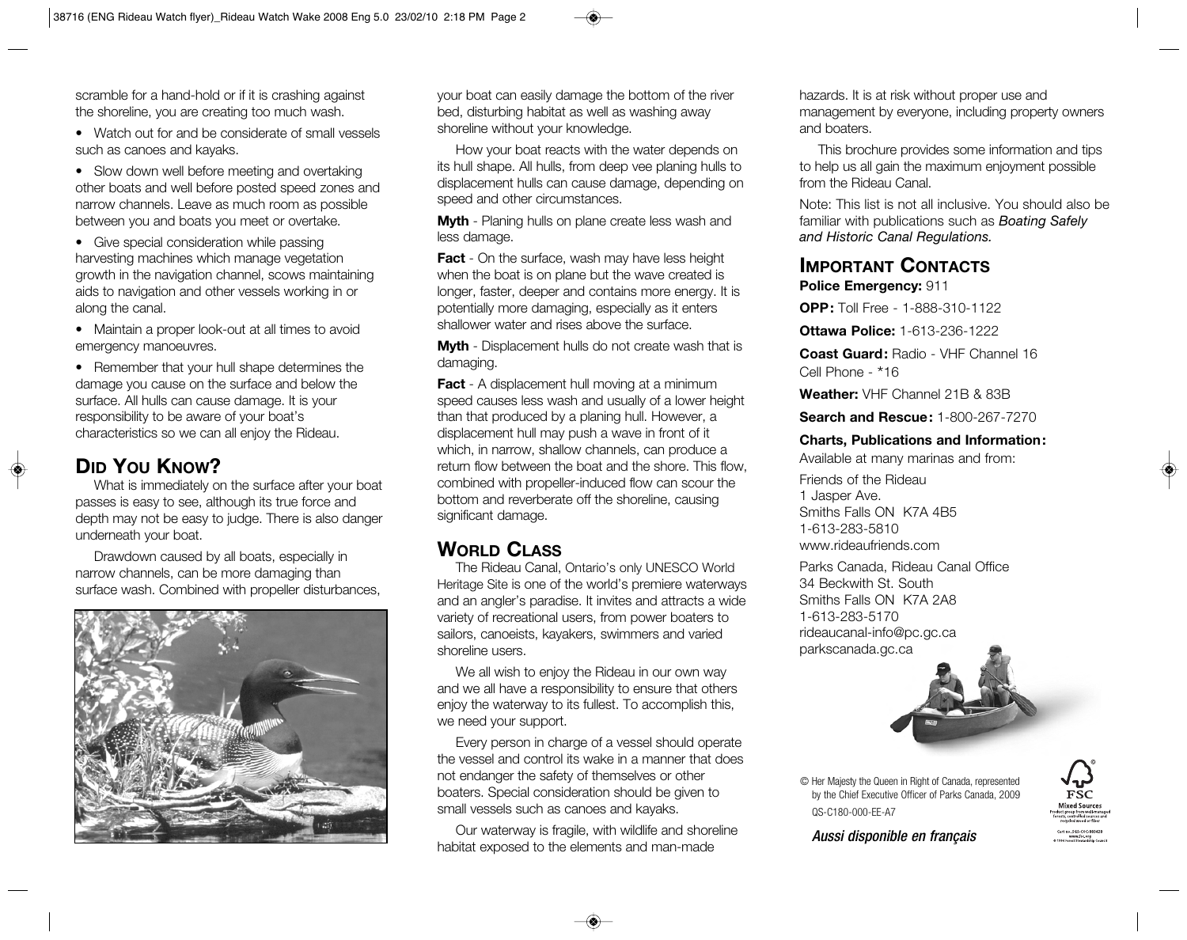scramble for a hand-hold or if it is crashing against the shoreline, you are creating too much wash.

- Watch out for and be considerate of small vessels such as canoes and kayaks.
- Slow down well before meeting and overtaking other boats and well before posted speed zones and narrow channels. Leave as much room as possible between you and boats you meet or overtake.
- Give special consideration while passing harvesting machines which manage vegetation growth in the navigation channel, scows maintaining aids to navigation and other vessels working in or along the canal.
- Maintain a proper look-out at all times to avoid emergency manoeuvres.
- Remember that your hull shape determines the damage you cause on the surface and below the surface. All hulls can cause damage. It is your responsibility to be aware of your boat's characteristics so we can all enjoy the Rideau.

## Did You Know?

What is immediately on the surface after your boat passes is easy to see, although its true force and depth may not be easy to judge. There is also danger underneath your boat.

Drawdown caused by all boats, especially in narrow channels, can be more damaging than surface wash. Combined with propeller disturbances, your boat can easily damage the bottom of the river bed, disturbing habitat as well as washing away shoreline without your knowledge.

How your boat reacts with the water depends on its hull shape. All hulls, from deep vee planing hulls to displacement hulls can cause damage, depending on speed and other circumstances.

**Myth** - Planing hulls on plane create less wash and less damage.

**Fact** - On the surface, wash may have less height when the boat is on plane but the wave created is longer, faster, deeper and contains more energy. It is potentially more damaging, especially as it enters shallower water and rises above the surface.

**Myth** - Displacement hulls do not create wash that is damaging.

**Fact** - A displacement hull moving at a minimum speed causes less wash and usually of a lower height than that produced by a planing hull. However, a displacement hull may push a wave in front of it which, in narrow, shallow channels, can produce a return flow between the boat and the shore. This flow, combined with propeller-induced flow can scour the bottom and reverberate off the shoreline, causing significant damage.

## World Class

The Rideau Canal, Ontario's only UNESCO World Heritage Site is one of the world's premiere waterways and an angler's paradise. It invites and attracts a wide variety of recreational users, from power boaters to sailors, canoeists, kayakers, swimmers and varied shoreline users.

We all wish to enjoy the Rideau in our own way and we all have a responsibility to ensure that others enjoy the waterway to its fullest. To accomplish this, we need your support.

Every person in charge of a vessel should operate the vessel and control its wake in a manner that does not endanger the safety of themselves or other boaters. Special consideration should be given to small vessels such as canoes and kayaks.

Our waterway is fragile, with wildlife and shoreline habitat exposed to the elements and man-made hazards. It is at risk without proper use and management by everyone, including property owners and boaters.

This brochure provides some information and tips to help us all gain the maximum enjoyment possible from the Rideau Canal.

Note: This list is not all inclusive. You should also be familiar with publications such as *Boating Safely and Historic Canal Regulations.*

## Important Contacts

**Police Emergency:** 911

**OPP:** Toll Free - 1-888-310-1122

**Ottawa Police:** 1-613-236-1222

**Coast Guard:** Radio - VHF Channel 16
Cell Phone - *16

**Weather:** VHF Channel 21B & 83B

**Search and Rescue:** 1-800-267-7270

**Charts, Publications and Information:**
Available at many marinas and from:

Friends of the Rideau
1 Jasper Ave.
Smiths Falls ON K7A 4B5
1-613-283-5810
www.rideaufriends.com

Parks Canada, Rideau Canal Office
34 Beckwith St. South
Smiths Falls ON K7A 2A8
1-613-283-5170
rideaucanal-info@pc.gc.ca
parkscanada.gc.ca

© Her Majesty the Queen in Right of Canada, represented by the Chief Executive Officer of Parks Canada, 2009
QS-C180-000-EE-A7

*Aussi disponible en français*